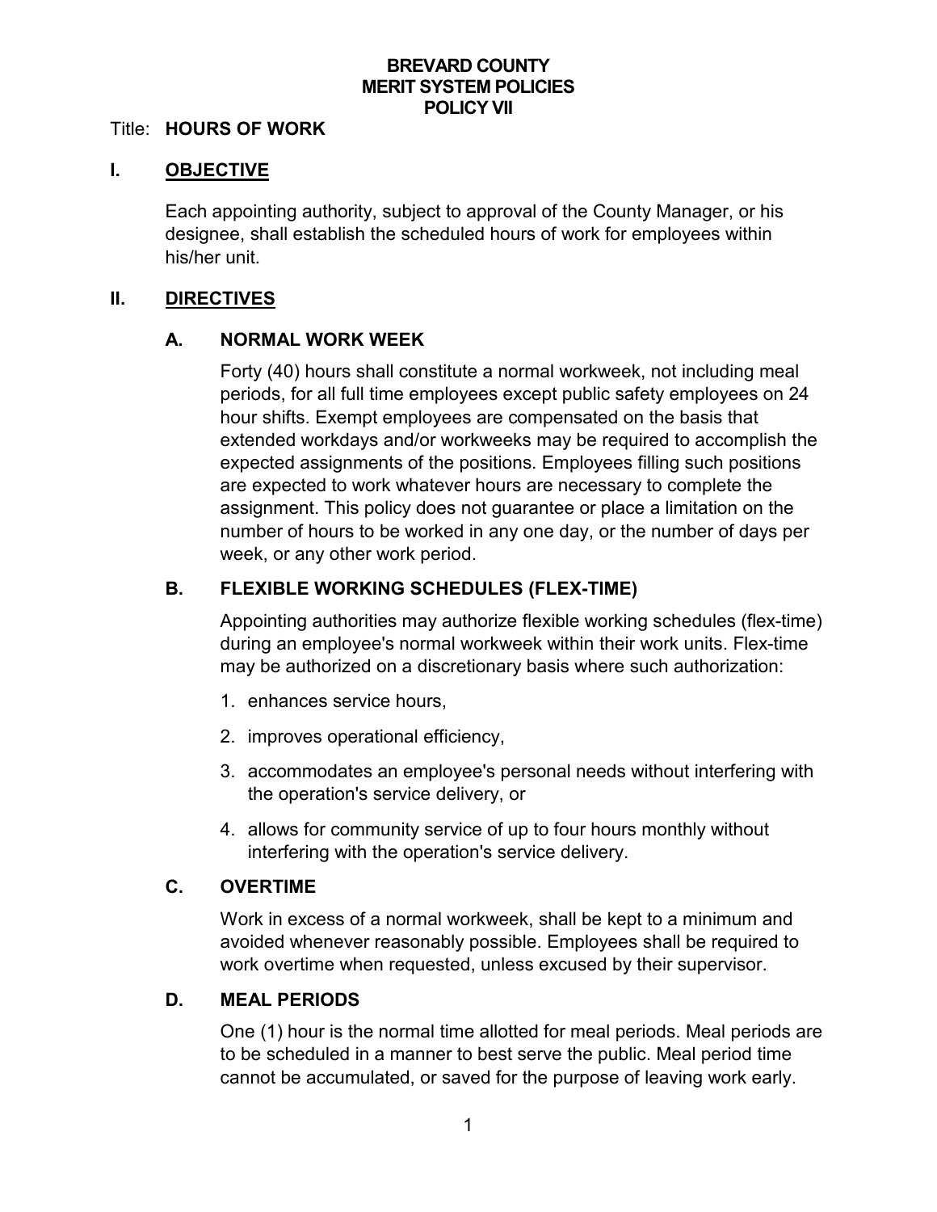# BREVARD COUNTY
# MERIT SYSTEM POLICIES
# POLICY VII

Title: **HOURS OF WORK**

## I. OBJECTIVE

Each appointing authority, subject to approval of the County Manager, or his designee, shall establish the scheduled hours of work for employees within his/her unit.

## II. DIRECTIVES

### A. NORMAL WORK WEEK

Forty (40) hours shall constitute a normal workweek, not including meal periods, for all full time employees except public safety employees on 24 hour shifts. Exempt employees are compensated on the basis that extended workdays and/or workweeks may be required to accomplish the expected assignments of the positions. Employees filling such positions are expected to work whatever hours are necessary to complete the assignment. This policy does not guarantee or place a limitation on the number of hours to be worked in any one day, or the number of days per week, or any other work period.

### B. FLEXIBLE WORKING SCHEDULES (FLEX-TIME)

Appointing authorities may authorize flexible working schedules (flex-time) during an employee's normal workweek within their work units. Flex-time may be authorized on a discretionary basis where such authorization:

1. enhances service hours,
2. improves operational efficiency,
3. accommodates an employee's personal needs without interfering with the operation's service delivery, or
4. allows for community service of up to four hours monthly without interfering with the operation's service delivery.

### C. OVERTIME

Work in excess of a normal workweek, shall be kept to a minimum and avoided whenever reasonably possible. Employees shall be required to work overtime when requested, unless excused by their supervisor.

### D. MEAL PERIODS

One (1) hour is the normal time allotted for meal periods. Meal periods are to be scheduled in a manner to best serve the public. Meal period time cannot be accumulated, or saved for the purpose of leaving work early.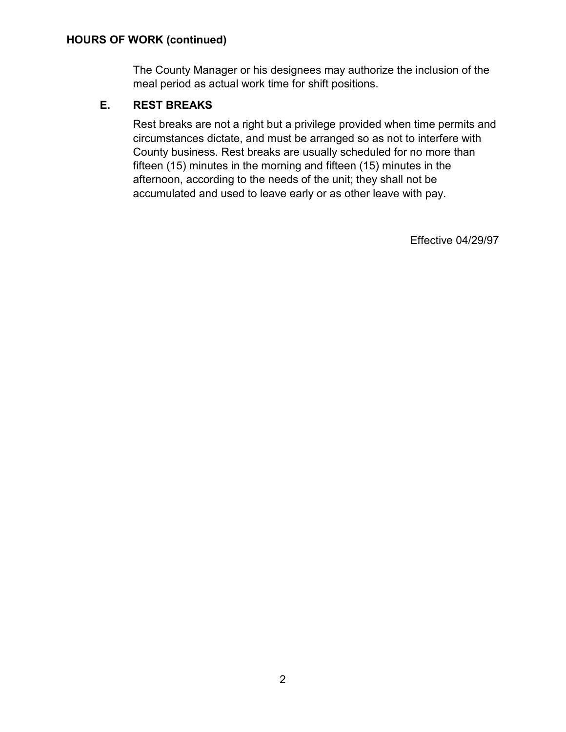## HOURS OF WORK (continued)

The County Manager or his designees may authorize the inclusion of the meal period as actual work time for shift positions.

### E. REST BREAKS

Rest breaks are not a right but a privilege provided when time permits and circumstances dictate, and must be arranged so as not to interfere with County business. Rest breaks are usually scheduled for no more than fifteen (15) minutes in the morning and fifteen (15) minutes in the afternoon, according to the needs of the unit; they shall not be accumulated and used to leave early or as other leave with pay.

Effective 04/29/97